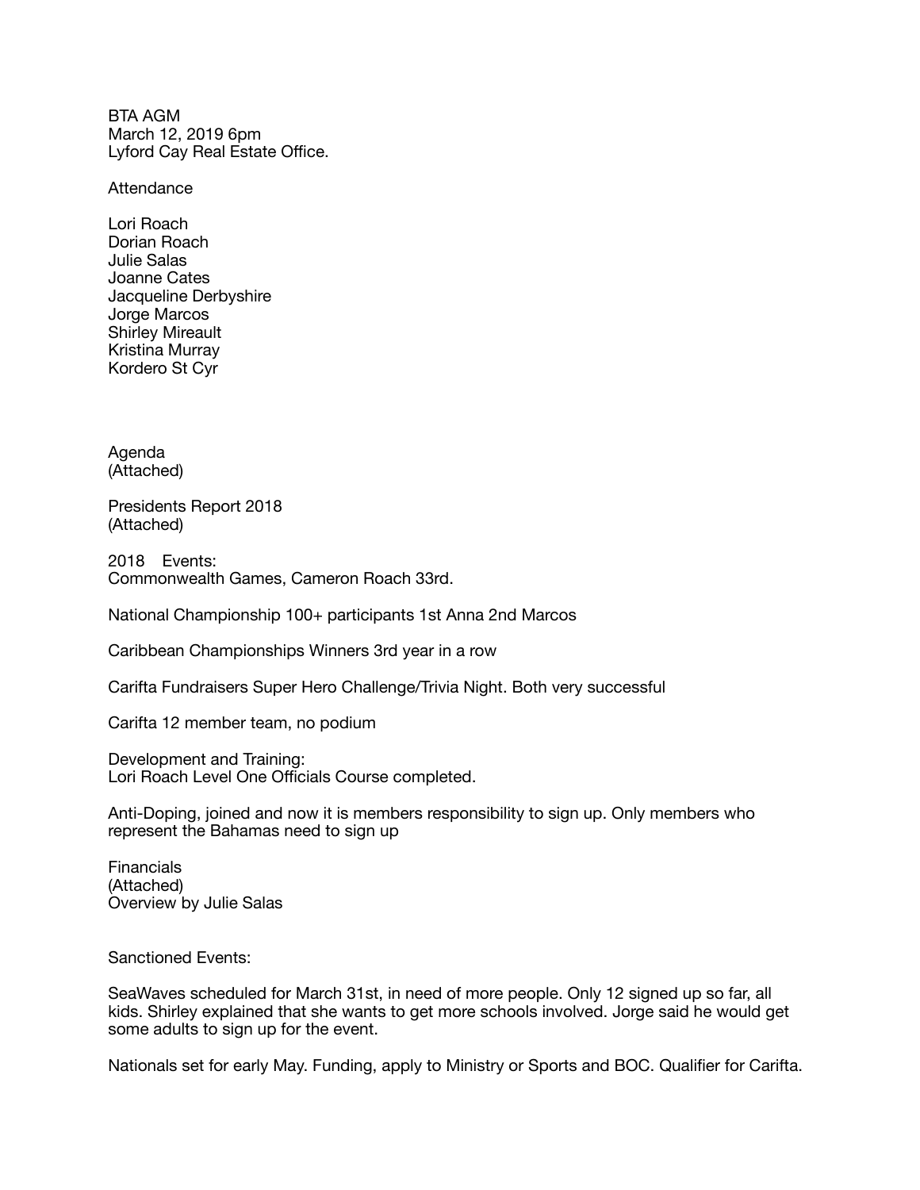BTA AGM
March 12, 2019 6pm
Lyford Cay Real Estate Office.

Attendance

Lori Roach
Dorian Roach
Julie Salas
Joanne Cates
Jacqueline Derbyshire
Jorge Marcos
Shirley Mireault
Kristina Murray
Kordero St Cyr

Agenda
(Attached)

Presidents Report 2018
(Attached)

2018 Events:
Commonwealth Games, Cameron Roach 33rd.

National Championship 100+ participants 1st Anna 2nd Marcos

Caribbean Championships Winners 3rd year in a row

Carifta Fundraisers Super Hero Challenge/Trivia Night. Both very successful

Carifta 12 member team, no podium

Development and Training:
Lori Roach Level One Officials Course completed.

Anti-Doping, joined and now it is members responsibility to sign up. Only members who represent the Bahamas need to sign up

Financials
(Attached)
Overview by Julie Salas

Sanctioned Events:

SeaWaves scheduled for March 31st, in need of more people. Only 12 signed up so far, all kids. Shirley explained that she wants to get more schools involved. Jorge said he would get some adults to sign up for the event.

Nationals set for early May. Funding, apply to Ministry or Sports and BOC. Qualifier for Carifta.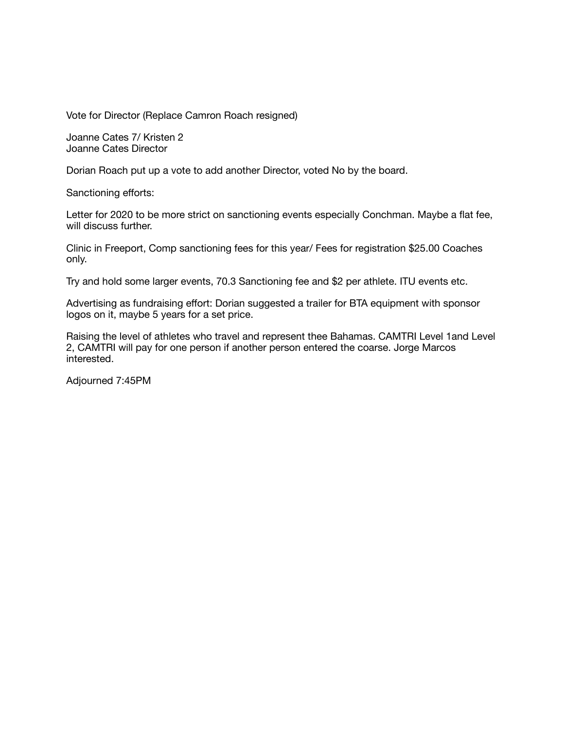Vote for Director (Replace Camron Roach resigned)

Joanne Cates 7/ Kristen 2  
Joanne Cates Director

Dorian Roach put up a vote to add another Director, voted No by the board.

Sanctioning efforts:

Letter for 2020 to be more strict on sanctioning events especially Conchman. Maybe a flat fee, will discuss further.

Clinic in Freeport, Comp sanctioning fees for this year/ Fees for registration $25.00 Coaches only.

Try and hold some larger events, 70.3 Sanctioning fee and $2 per athlete. ITU events etc.

Advertising as fundraising effort: Dorian suggested a trailer for BTA equipment with sponsor logos on it, maybe 5 years for a set price.

Raising the level of athletes who travel and represent thee Bahamas. CAMTRI Level 1and Level 2, CAMTRI will pay for one person if another person entered the coarse. Jorge Marcos interested.

Adjourned 7:45PM